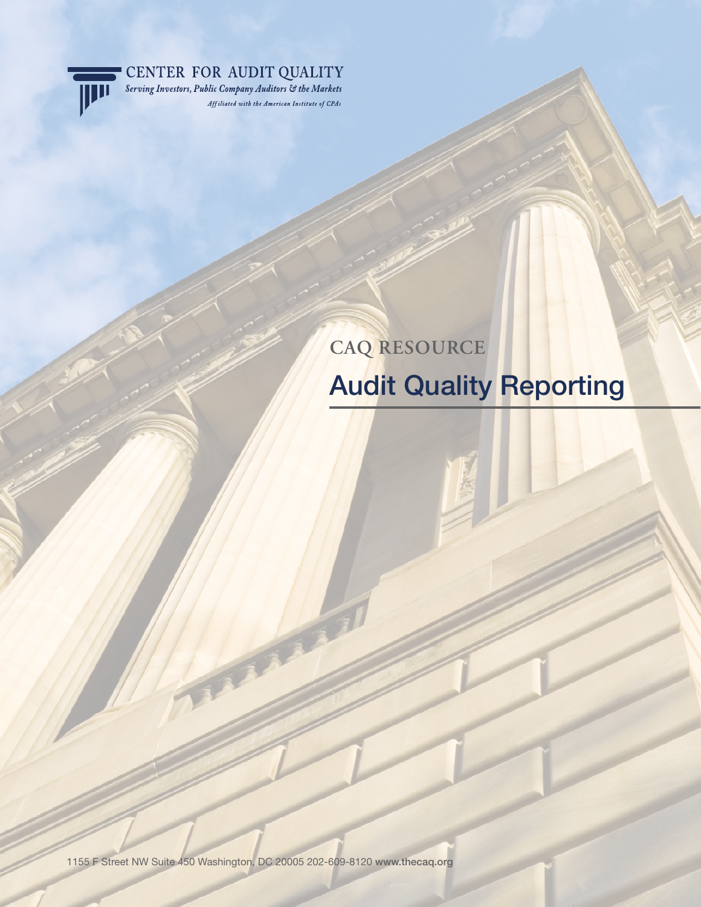CENTER FOR AUDIT QUALITY

*Serving Investors, Public Company Auditors & the Markets*

*Affiliated with the American Institute of CPAs*

CAQ RESOURCE

# Audit Quality Reporting

1155 F Street NW Suite 450 Washington, DC 20005 202-609-8120 www.thecaq.org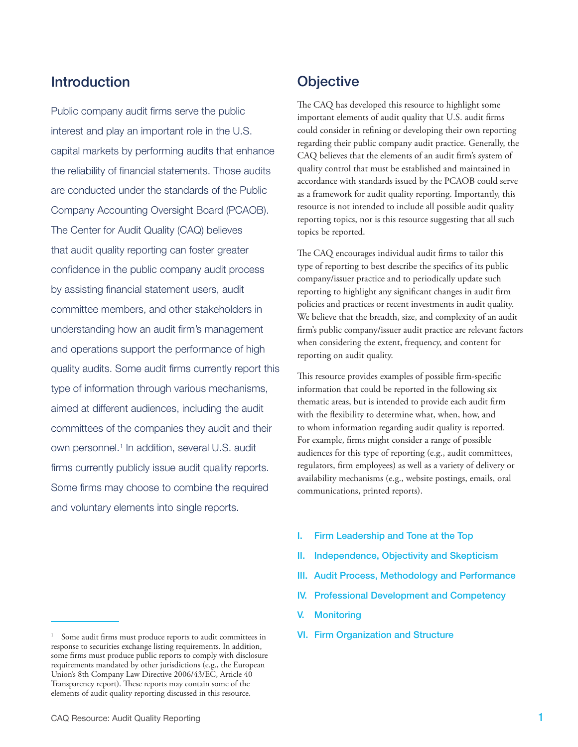## Introduction

Public company audit firms serve the public interest and play an important role in the U.S. capital markets by performing audits that enhance the reliability of financial statements. Those audits are conducted under the standards of the Public Company Accounting Oversight Board (PCAOB). The Center for Audit Quality (CAQ) believes that audit quality reporting can foster greater confidence in the public company audit process by assisting financial statement users, audit committee members, and other stakeholders in understanding how an audit firm's management and operations support the performance of high quality audits. Some audit firms currently report this type of information through various mechanisms, aimed at different audiences, including the audit committees of the companies they audit and their own personnel.[1] In addition, several U.S. audit firms currently publicly issue audit quality reports. Some firms may choose to combine the required and voluntary elements into single reports.

[1] Some audit firms must produce reports to audit committees in response to securities exchange listing requirements. In addition, some firms must produce public reports to comply with disclosure requirements mandated by other jurisdictions (e.g., the European Union's 8th Company Law Directive 2006/43/EC, Article 40 Transparency report). These reports may contain some of the elements of audit quality reporting discussed in this resource.

## Objective

The CAQ has developed this resource to highlight some important elements of audit quality that U.S. audit firms could consider in refining or developing their own reporting regarding their public company audit practice. Generally, the CAQ believes that the elements of an audit firm's system of quality control that must be established and maintained in accordance with standards issued by the PCAOB could serve as a framework for audit quality reporting. Importantly, this resource is not intended to include all possible audit quality reporting topics, nor is this resource suggesting that all such topics be reported.

The CAQ encourages individual audit firms to tailor this type of reporting to best describe the specifics of its public company/issuer practice and to periodically update such reporting to highlight any significant changes in audit firm policies and practices or recent investments in audit quality. We believe that the breadth, size, and complexity of an audit firm's public company/issuer audit practice are relevant factors when considering the extent, frequency, and content for reporting on audit quality.

This resource provides examples of possible firm-specific information that could be reported in the following six thematic areas, but is intended to provide each audit firm with the flexibility to determine what, when, how, and to whom information regarding audit quality is reported. For example, firms might consider a range of possible audiences for this type of reporting (e.g., audit committees, regulators, firm employees) as well as a variety of delivery or availability mechanisms (e.g., website postings, emails, oral communications, printed reports).

I. Firm Leadership and Tone at the Top
II. Independence, Objectivity and Skepticism
III. Audit Process, Methodology and Performance
IV. Professional Development and Competency
V. Monitoring
VI. Firm Organization and Structure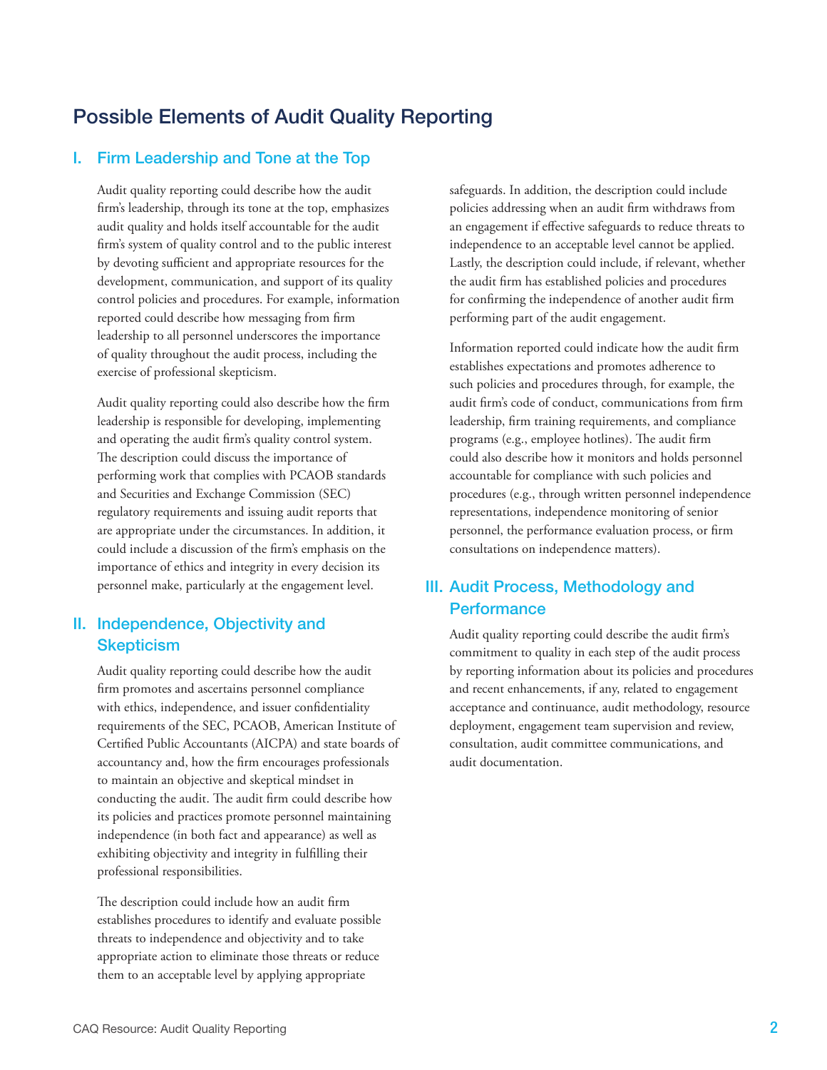## Possible Elements of Audit Quality Reporting

### I. Firm Leadership and Tone at the Top

Audit quality reporting could describe how the audit firm's leadership, through its tone at the top, emphasizes audit quality and holds itself accountable for the audit firm's system of quality control and to the public interest by devoting sufficient and appropriate resources for the development, communication, and support of its quality control policies and procedures. For example, information reported could describe how messaging from firm leadership to all personnel underscores the importance of quality throughout the audit process, including the exercise of professional skepticism.

Audit quality reporting could also describe how the firm leadership is responsible for developing, implementing and operating the audit firm's quality control system. The description could discuss the importance of performing work that complies with PCAOB standards and Securities and Exchange Commission (SEC) regulatory requirements and issuing audit reports that are appropriate under the circumstances. In addition, it could include a discussion of the firm's emphasis on the importance of ethics and integrity in every decision its personnel make, particularly at the engagement level.

### II. Independence, Objectivity and Skepticism

Audit quality reporting could describe how the audit firm promotes and ascertains personnel compliance with ethics, independence, and issuer confidentiality requirements of the SEC, PCAOB, American Institute of Certified Public Accountants (AICPA) and state boards of accountancy and, how the firm encourages professionals to maintain an objective and skeptical mindset in conducting the audit. The audit firm could describe how its policies and practices promote personnel maintaining independence (in both fact and appearance) as well as exhibiting objectivity and integrity in fulfilling their professional responsibilities.

The description could include how an audit firm establishes procedures to identify and evaluate possible threats to independence and objectivity and to take appropriate action to eliminate those threats or reduce them to an acceptable level by applying appropriate safeguards. In addition, the description could include policies addressing when an audit firm withdraws from an engagement if effective safeguards to reduce threats to independence to an acceptable level cannot be applied. Lastly, the description could include, if relevant, whether the audit firm has established policies and procedures for confirming the independence of another audit firm performing part of the audit engagement.

Information reported could indicate how the audit firm establishes expectations and promotes adherence to such policies and procedures through, for example, the audit firm's code of conduct, communications from firm leadership, firm training requirements, and compliance programs (e.g., employee hotlines). The audit firm could also describe how it monitors and holds personnel accountable for compliance with such policies and procedures (e.g., through written personnel independence representations, independence monitoring of senior personnel, the performance evaluation process, or firm consultations on independence matters).

### III. Audit Process, Methodology and Performance

Audit quality reporting could describe the audit firm's commitment to quality in each step of the audit process by reporting information about its policies and procedures and recent enhancements, if any, related to engagement acceptance and continuance, audit methodology, resource deployment, engagement team supervision and review, consultation, audit committee communications, and audit documentation.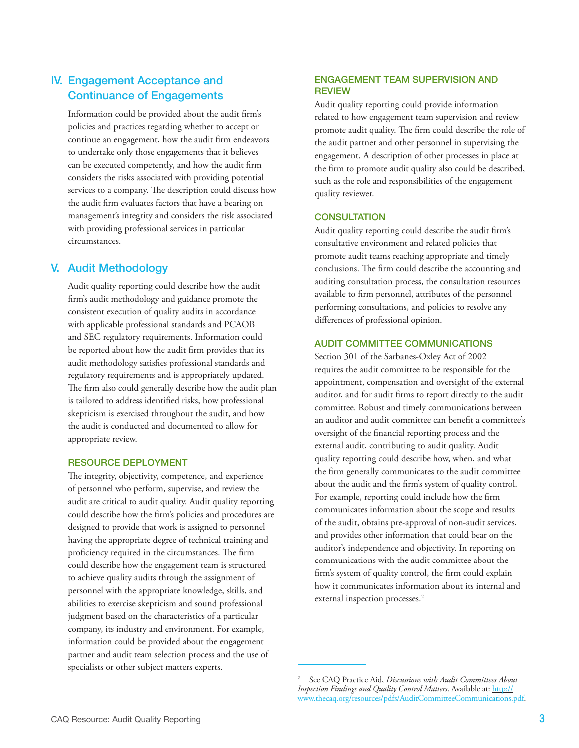## IV. Engagement Acceptance and Continuance of Engagements

Information could be provided about the audit firm's policies and practices regarding whether to accept or continue an engagement, how the audit firm endeavors to undertake only those engagements that it believes can be executed competently, and how the audit firm considers the risks associated with providing potential services to a company. The description could discuss how the audit firm evaluates factors that have a bearing on management's integrity and considers the risk associated with providing professional services in particular circumstances.

## V. Audit Methodology

Audit quality reporting could describe how the audit firm's audit methodology and guidance promote the consistent execution of quality audits in accordance with applicable professional standards and PCAOB and SEC regulatory requirements. Information could be reported about how the audit firm provides that its audit methodology satisfies professional standards and regulatory requirements and is appropriately updated. The firm also could generally describe how the audit plan is tailored to address identified risks, how professional skepticism is exercised throughout the audit, and how the audit is conducted and documented to allow for appropriate review.

### RESOURCE DEPLOYMENT

The integrity, objectivity, competence, and experience of personnel who perform, supervise, and review the audit are critical to audit quality. Audit quality reporting could describe how the firm's policies and procedures are designed to provide that work is assigned to personnel having the appropriate degree of technical training and proficiency required in the circumstances. The firm could describe how the engagement team is structured to achieve quality audits through the assignment of personnel with the appropriate knowledge, skills, and abilities to exercise skepticism and sound professional judgment based on the characteristics of a particular company, its industry and environment. For example, information could be provided about the engagement partner and audit team selection process and the use of specialists or other subject matters experts.

### ENGAGEMENT TEAM SUPERVISION AND REVIEW

Audit quality reporting could provide information related to how engagement team supervision and review promote audit quality. The firm could describe the role of the audit partner and other personnel in supervising the engagement. A description of other processes in place at the firm to promote audit quality also could be described, such as the role and responsibilities of the engagement quality reviewer.

### CONSULTATION

Audit quality reporting could describe the audit firm's consultative environment and related policies that promote audit teams reaching appropriate and timely conclusions. The firm could describe the accounting and auditing consultation process, the consultation resources available to firm personnel, attributes of the personnel performing consultations, and policies to resolve any differences of professional opinion.

### AUDIT COMMITTEE COMMUNICATIONS

Section 301 of the Sarbanes-Oxley Act of 2002 requires the audit committee to be responsible for the appointment, compensation and oversight of the external auditor, and for audit firms to report directly to the audit committee. Robust and timely communications between an auditor and audit committee can benefit a committee's oversight of the financial reporting process and the external audit, contributing to audit quality. Audit quality reporting could describe how, when, and what the firm generally communicates to the audit committee about the audit and the firm's system of quality control. For example, reporting could include how the firm communicates information about the scope and results of the audit, obtains pre-approval of non-audit services, and provides other information that could bear on the auditor's independence and objectivity. In reporting on communications with the audit committee about the firm's system of quality control, the firm could explain how it communicates information about its internal and external inspection processes.[2]

---

[2] See CAQ Practice Aid, *Discussions with Audit Committees About Inspection Findings and Quality Control Matters*. Available at: http://www.thecaq.org/resources/pdfs/AuditCommitteeCommunications.pdf.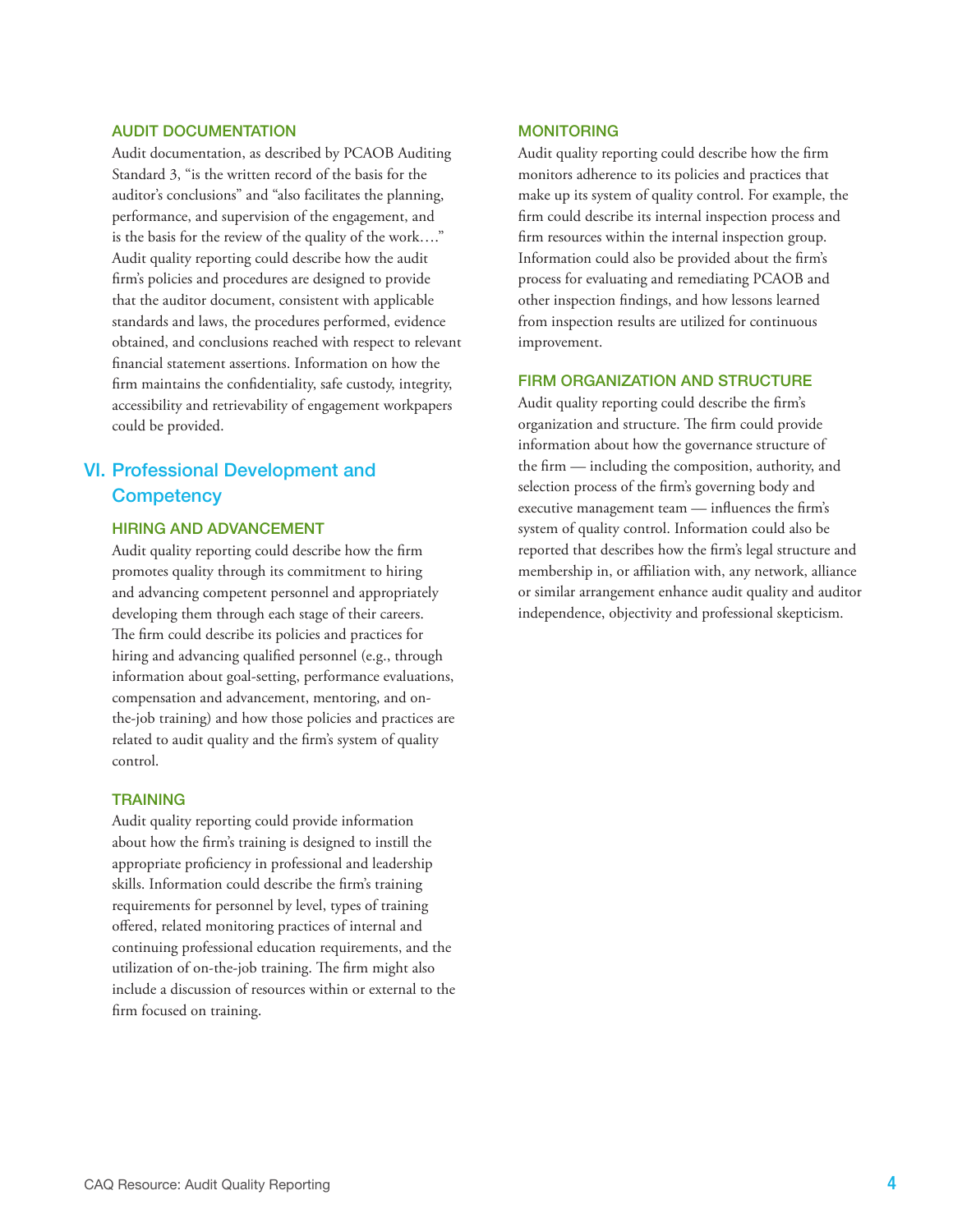### AUDIT DOCUMENTATION

Audit documentation, as described by PCAOB Auditing Standard 3, "is the written record of the basis for the auditor's conclusions" and "also facilitates the planning, performance, and supervision of the engagement, and is the basis for the review of the quality of the work…." Audit quality reporting could describe how the audit firm's policies and procedures are designed to provide that the auditor document, consistent with applicable standards and laws, the procedures performed, evidence obtained, and conclusions reached with respect to relevant financial statement assertions. Information on how the firm maintains the confidentiality, safe custody, integrity, accessibility and retrievability of engagement workpapers could be provided.

## VI. Professional Development and Competency

### HIRING AND ADVANCEMENT

Audit quality reporting could describe how the firm promotes quality through its commitment to hiring and advancing competent personnel and appropriately developing them through each stage of their careers. The firm could describe its policies and practices for hiring and advancing qualified personnel (e.g., through information about goal-setting, performance evaluations, compensation and advancement, mentoring, and on-the-job training) and how those policies and practices are related to audit quality and the firm's system of quality control.

### TRAINING

Audit quality reporting could provide information about how the firm's training is designed to instill the appropriate proficiency in professional and leadership skills. Information could describe the firm's training requirements for personnel by level, types of training offered, related monitoring practices of internal and continuing professional education requirements, and the utilization of on-the-job training. The firm might also include a discussion of resources within or external to the firm focused on training.

### MONITORING

Audit quality reporting could describe how the firm monitors adherence to its policies and practices that make up its system of quality control. For example, the firm could describe its internal inspection process and firm resources within the internal inspection group. Information could also be provided about the firm's process for evaluating and remediating PCAOB and other inspection findings, and how lessons learned from inspection results are utilized for continuous improvement.

### FIRM ORGANIZATION AND STRUCTURE

Audit quality reporting could describe the firm's organization and structure. The firm could provide information about how the governance structure of the firm — including the composition, authority, and selection process of the firm's governing body and executive management team — influences the firm's system of quality control. Information could also be reported that describes how the firm's legal structure and membership in, or affiliation with, any network, alliance or similar arrangement enhance audit quality and auditor independence, objectivity and professional skepticism.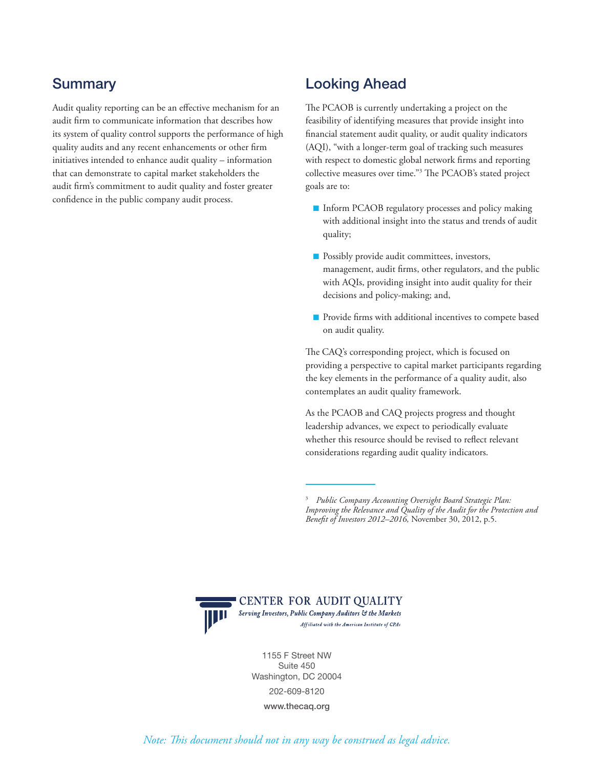## Summary

Audit quality reporting can be an effective mechanism for an audit firm to communicate information that describes how its system of quality control supports the performance of high quality audits and any recent enhancements or other firm initiatives intended to enhance audit quality – information that can demonstrate to capital market stakeholders the audit firm's commitment to audit quality and foster greater confidence in the public company audit process.

## Looking Ahead

The PCAOB is currently undertaking a project on the feasibility of identifying measures that provide insight into financial statement audit quality, or audit quality indicators (AQI), "with a longer-term goal of tracking such measures with respect to domestic global network firms and reporting collective measures over time."[3] The PCAOB's stated project goals are to:

- Inform PCAOB regulatory processes and policy making with additional insight into the status and trends of audit quality;
- Possibly provide audit committees, investors, management, audit firms, other regulators, and the public with AQIs, providing insight into audit quality for their decisions and policy-making; and,
- Provide firms with additional incentives to compete based on audit quality.

The CAQ's corresponding project, which is focused on providing a perspective to capital market participants regarding the key elements in the performance of a quality audit, also contemplates an audit quality framework.

As the PCAOB and CAQ projects progress and thought leadership advances, we expect to periodically evaluate whether this resource should be revised to reflect relevant considerations regarding audit quality indicators.

[3] *Public Company Accounting Oversight Board Strategic Plan: Improving the Relevance and Quality of the Audit for the Protection and Benefit of Investors 2012–2016,* November 30, 2012, p.5.

CENTER FOR AUDIT QUALITY
*Serving Investors, Public Company Auditors & the Markets*
*Affiliated with the American Institute of CPAs*

1155 F Street NW
Suite 450
Washington, DC 20004
202-609-8120
www.thecaq.org

*Note: This document should not in any way be construed as legal advice.*